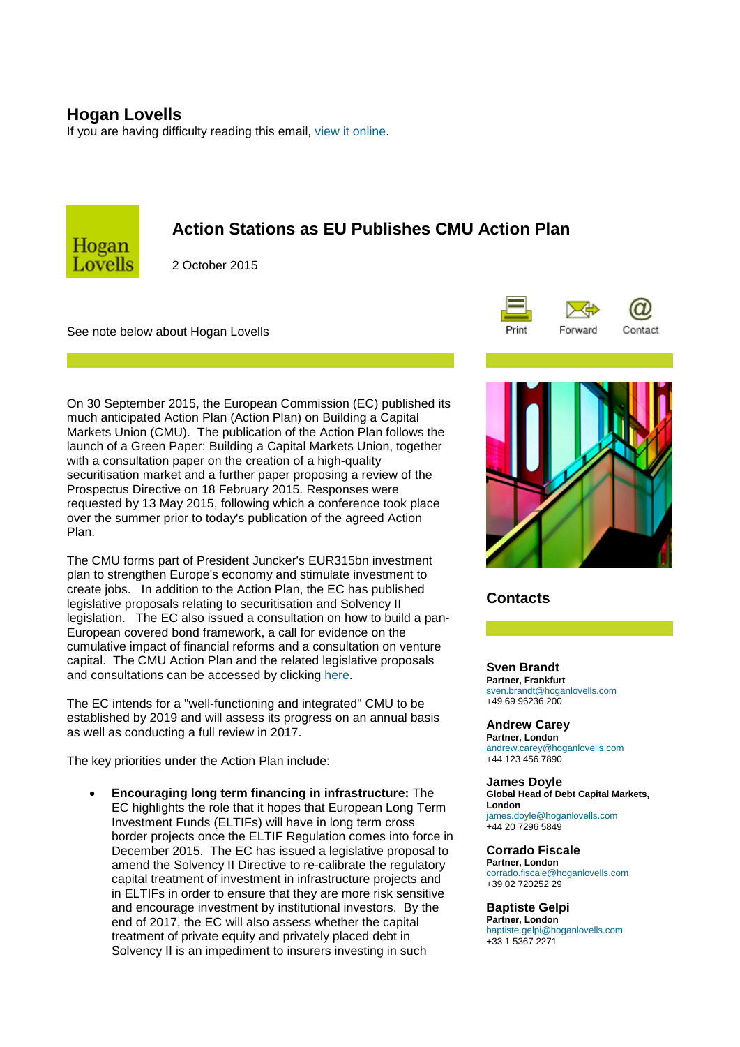# Hogan Lovells

If you are having difficulty reading this email, view it online.

## Action Stations as EU Publishes CMU Action Plan

2 October 2015

See note below about Hogan Lovells

Print Forward Contact

On 30 September 2015, the European Commission (EC) published its much anticipated Action Plan (Action Plan) on Building a Capital Markets Union (CMU). The publication of the Action Plan follows the launch of a Green Paper: Building a Capital Markets Union, together with a consultation paper on the creation of a high-quality securitisation market and a further paper proposing a review of the Prospectus Directive on 18 February 2015. Responses were requested by 13 May 2015, following which a conference took place over the summer prior to today's publication of the agreed Action Plan.

The CMU forms part of President Juncker's EUR315bn investment plan to strengthen Europe's economy and stimulate investment to create jobs. In addition to the Action Plan, the EC has published legislative proposals relating to securitisation and Solvency II legislation. The EC also issued a consultation on how to build a pan-European covered bond framework, a call for evidence on the cumulative impact of financial reforms and a consultation on venture capital. The CMU Action Plan and the related legislative proposals and consultations can be accessed by clicking here.

The EC intends for a "well-functioning and integrated" CMU to be established by 2019 and will assess its progress on an annual basis as well as conducting a full review in 2017.

The key priorities under the Action Plan include:

- **Encouraging long term financing in infrastructure:** The EC highlights the role that it hopes that European Long Term Investment Funds (ELTIFs) will have in long term cross border projects once the ELTIF Regulation comes into force in December 2015. The EC has issued a legislative proposal to amend the Solvency II Directive to re-calibrate the regulatory capital treatment of investment in infrastructure projects and in ELTIFs in order to ensure that they are more risk sensitive and encourage investment by institutional investors. By the end of 2017, the EC will also assess whether the capital treatment of private equity and privately placed debt in Solvency II is an impediment to insurers investing in such

## Contacts

**Sven Brandt**
**Partner, Frankfurt**
sven.brandt@hoganlovells.com
+49 69 96236 200

**Andrew Carey**
**Partner, London**
andrew.carey@hoganlovells.com
+44 123 456 7890

**James Doyle**
**Global Head of Debt Capital Markets, London**
james.doyle@hoganlovells.com
+44 20 7296 5849

**Corrado Fiscale**
**Partner, London**
corrado.fiscale@hoganlovells.com
+39 02 720252 29

**Baptiste Gelpi**
**Partner, London**
baptiste.gelpi@hoganlovells.com
+33 1 5367 2271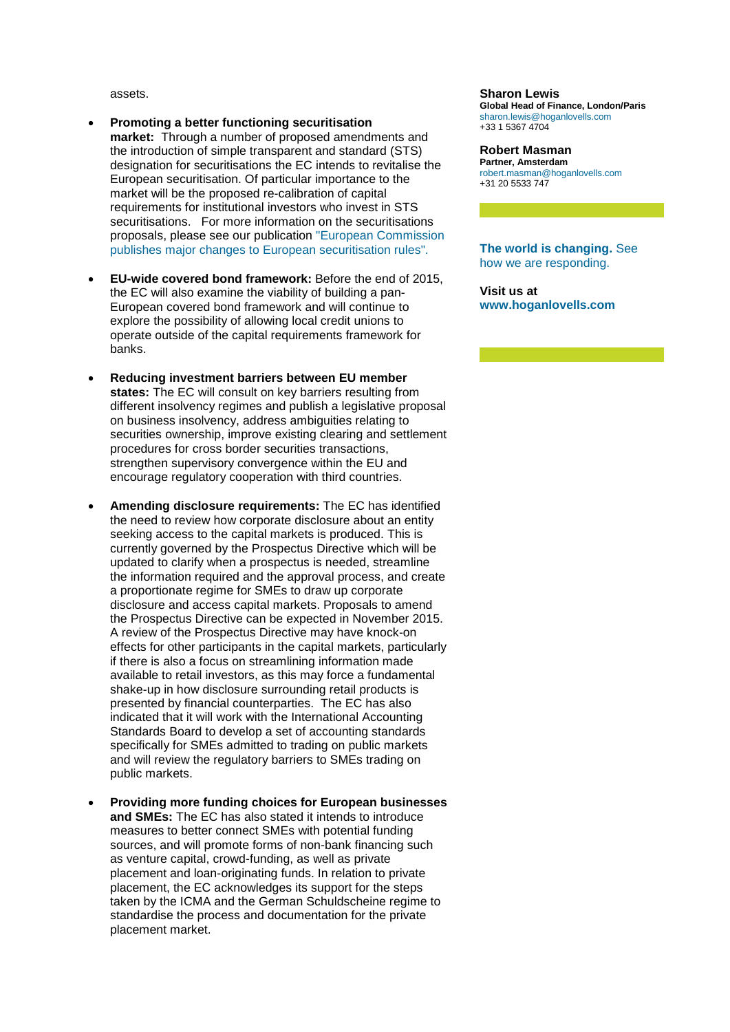assets.

- **Promoting a better functioning securitisation market:** Through a number of proposed amendments and the introduction of simple transparent and standard (STS) designation for securitisations the EC intends to revitalise the European securitisation. Of particular importance to the market will be the proposed re-calibration of capital requirements for institutional investors who invest in STS securitisations. For more information on the securitisations proposals, please see our publication "European Commission publishes major changes to European securitisation rules".

- **EU-wide covered bond framework:** Before the end of 2015, the EC will also examine the viability of building a pan-European covered bond framework and will continue to explore the possibility of allowing local credit unions to operate outside of the capital requirements framework for banks.

- **Reducing investment barriers between EU member states:** The EC will consult on key barriers resulting from different insolvency regimes and publish a legislative proposal on business insolvency, address ambiguities relating to securities ownership, improve existing clearing and settlement procedures for cross border securities transactions, strengthen supervisory convergence within the EU and encourage regulatory cooperation with third countries.

- **Amending disclosure requirements:** The EC has identified the need to review how corporate disclosure about an entity seeking access to the capital markets is produced. This is currently governed by the Prospectus Directive which will be updated to clarify when a prospectus is needed, streamline the information required and the approval process, and create a proportionate regime for SMEs to draw up corporate disclosure and access capital markets. Proposals to amend the Prospectus Directive can be expected in November 2015. A review of the Prospectus Directive may have knock-on effects for other participants in the capital markets, particularly if there is also a focus on streamlining information made available to retail investors, as this may force a fundamental shake-up in how disclosure surrounding retail products is presented by financial counterparties. The EC has also indicated that it will work with the International Accounting Standards Board to develop a set of accounting standards specifically for SMEs admitted to trading on public markets and will review the regulatory barriers to SMEs trading on public markets.

- **Providing more funding choices for European businesses and SMEs:** The EC has also stated it intends to introduce measures to better connect SMEs with potential funding sources, and will promote forms of non-bank financing such as venture capital, crowd-funding, as well as private placement and loan-originating funds. In relation to private placement, the EC acknowledges its support for the steps taken by the ICMA and the German Schuldscheine regime to standardise the process and documentation for the private placement market.

**Sharon Lewis**
**Global Head of Finance, London/Paris**
sharon.lewis@hoganlovells.com
+33 1 5367 4704

**Robert Masman**
**Partner, Amsterdam**
robert.masman@hoganlovells.com
+31 20 5533 747

**The world is changing.** See how we are responding.

**Visit us at**
**www.hoganlovells.com**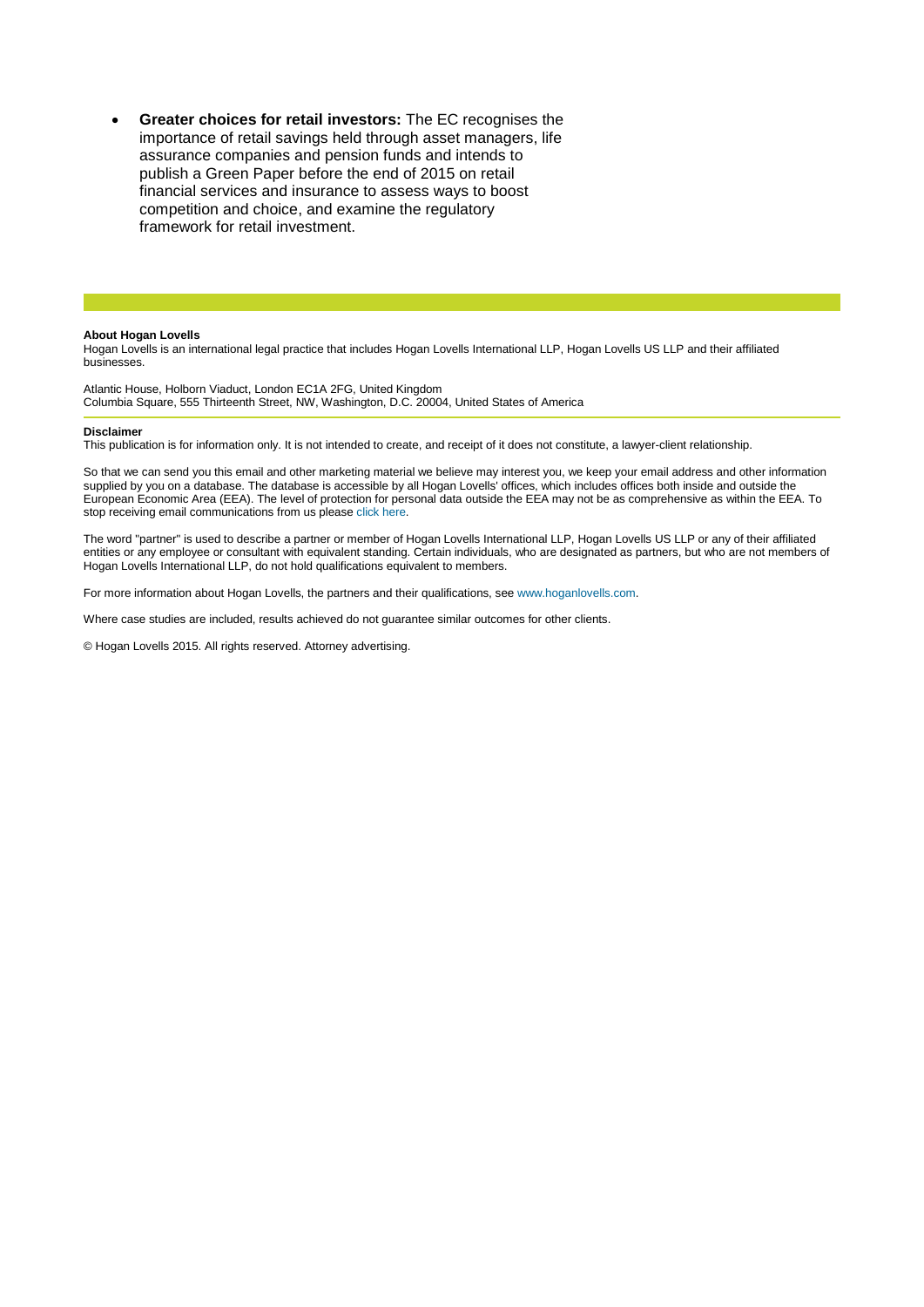- **Greater choices for retail investors:** The EC recognises the importance of retail savings held through asset managers, life assurance companies and pension funds and intends to publish a Green Paper before the end of 2015 on retail financial services and insurance to assess ways to boost competition and choice, and examine the regulatory framework for retail investment.

**About Hogan Lovells**

Hogan Lovells is an international legal practice that includes Hogan Lovells International LLP, Hogan Lovells US LLP and their affiliated businesses.

Atlantic House, Holborn Viaduct, London EC1A 2FG, United Kingdom
Columbia Square, 555 Thirteenth Street, NW, Washington, D.C. 20004, United States of America

**Disclaimer**

This publication is for information only. It is not intended to create, and receipt of it does not constitute, a lawyer-client relationship.

So that we can send you this email and other marketing material we believe may interest you, we keep your email address and other information supplied by you on a database. The database is accessible by all Hogan Lovells' offices, which includes offices both inside and outside the European Economic Area (EEA). The level of protection for personal data outside the EEA may not be as comprehensive as within the EEA. To stop receiving email communications from us please click here.

The word "partner" is used to describe a partner or member of Hogan Lovells International LLP, Hogan Lovells US LLP or any of their affiliated entities or any employee or consultant with equivalent standing. Certain individuals, who are designated as partners, but who are not members of Hogan Lovells International LLP, do not hold qualifications equivalent to members.

For more information about Hogan Lovells, the partners and their qualifications, see www.hoganlovells.com.

Where case studies are included, results achieved do not guarantee similar outcomes for other clients.

© Hogan Lovells 2015. All rights reserved. Attorney advertising.